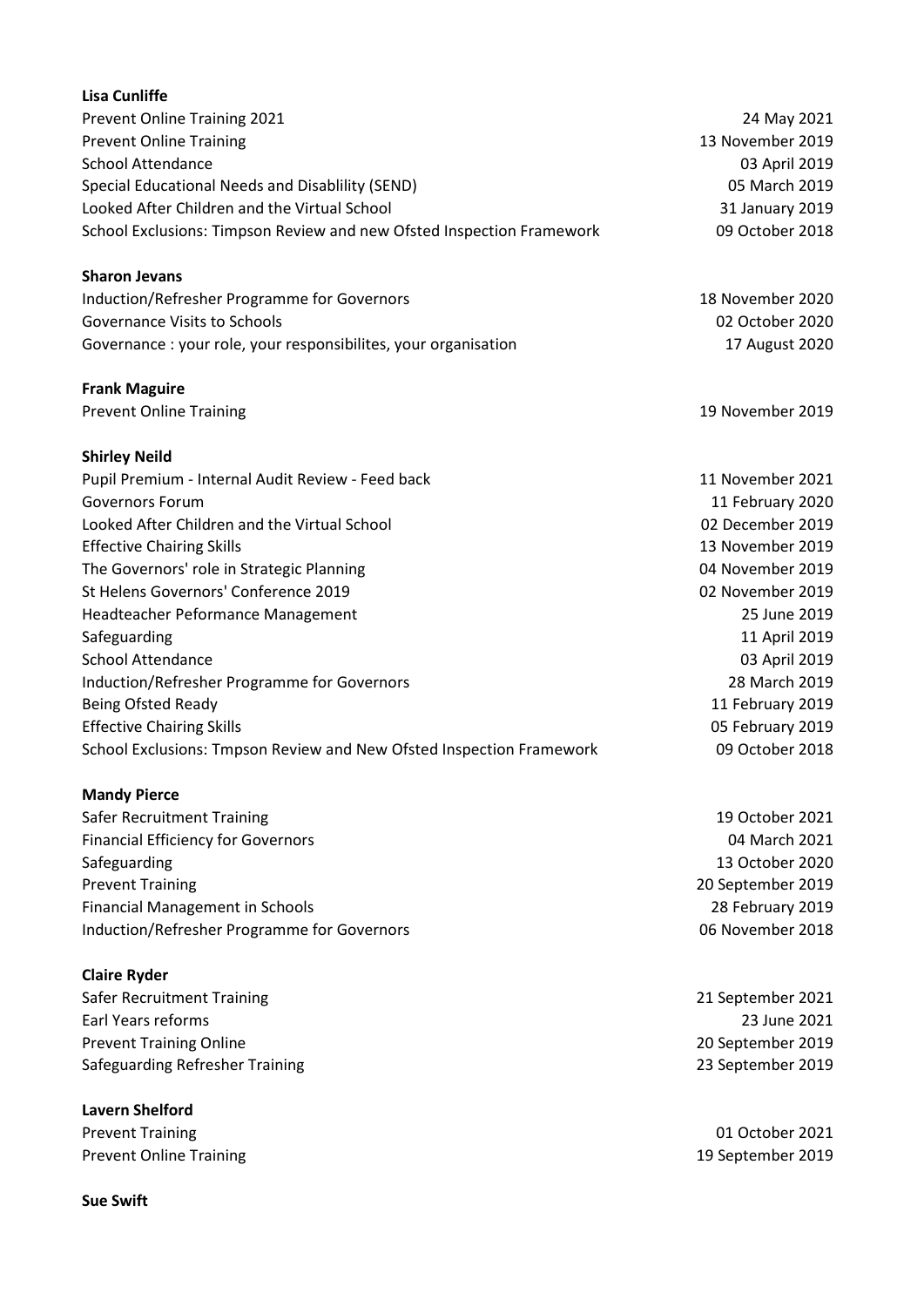**Lisa Cunliffe**

| | |
|---|---|
| Prevent Online Training 2021 | 24 May 2021 |
| Prevent Online Training | 13 November 2019 |
| School Attendance | 03 April 2019 |
| Special Educational Needs and Disablility (SEND) | 05 March 2019 |
| Looked After Children and the Virtual School | 31 January 2019 |
| School Exclusions: Timpson Review and new Ofsted Inspection Framework | 09 October 2018 |

**Sharon Jevans**

| | |
|---|---|
| Induction/Refresher Programme for Governors | 18 November 2020 |
| Governance Visits to Schools | 02 October 2020 |
| Governance : your role, your responsibilites, your organisation | 17 August 2020 |

**Frank Maguire**

| | |
|---|---|
| Prevent Online Training | 19 November 2019 |

**Shirley Neild**

| | |
|---|---|
| Pupil Premium - Internal Audit Review - Feed back | 11 November 2021 |
| Governors Forum | 11 February 2020 |
| Looked After Children and the Virtual School | 02 December 2019 |
| Effective Chairing Skills | 13 November 2019 |
| The Governors' role in Strategic Planning | 04 November 2019 |
| St Helens Governors' Conference 2019 | 02 November 2019 |
| Headteacher Peformance Management | 25 June 2019 |
| Safeguarding | 11 April 2019 |
| School Attendance | 03 April 2019 |
| Induction/Refresher Programme for Governors | 28 March 2019 |
| Being Ofsted Ready | 11 February 2019 |
| Effective Chairing Skills | 05 February 2019 |
| School Exclusions: Tmpson Review and New Ofsted Inspection Framework | 09 October 2018 |

**Mandy Pierce**

| | |
|---|---|
| Safer Recruitment Training | 19 October 2021 |
| Financial Efficiency for Governors | 04 March 2021 |
| Safeguarding | 13 October 2020 |
| Prevent Training | 20 September 2019 |
| Financial Management in Schools | 28 February 2019 |
| Induction/Refresher Programme for Governors | 06 November 2018 |

**Claire Ryder**

| | |
|---|---|
| Safer Recruitment Training | 21 September 2021 |
| Earl Years reforms | 23 June 2021 |
| Prevent Training Online | 20 September 2019 |
| Safeguarding Refresher Training | 23 September 2019 |

**Lavern Shelford**

| | |
|---|---|
| Prevent Training | 01 October 2021 |
| Prevent Online Training | 19 September 2019 |

**Sue Swift**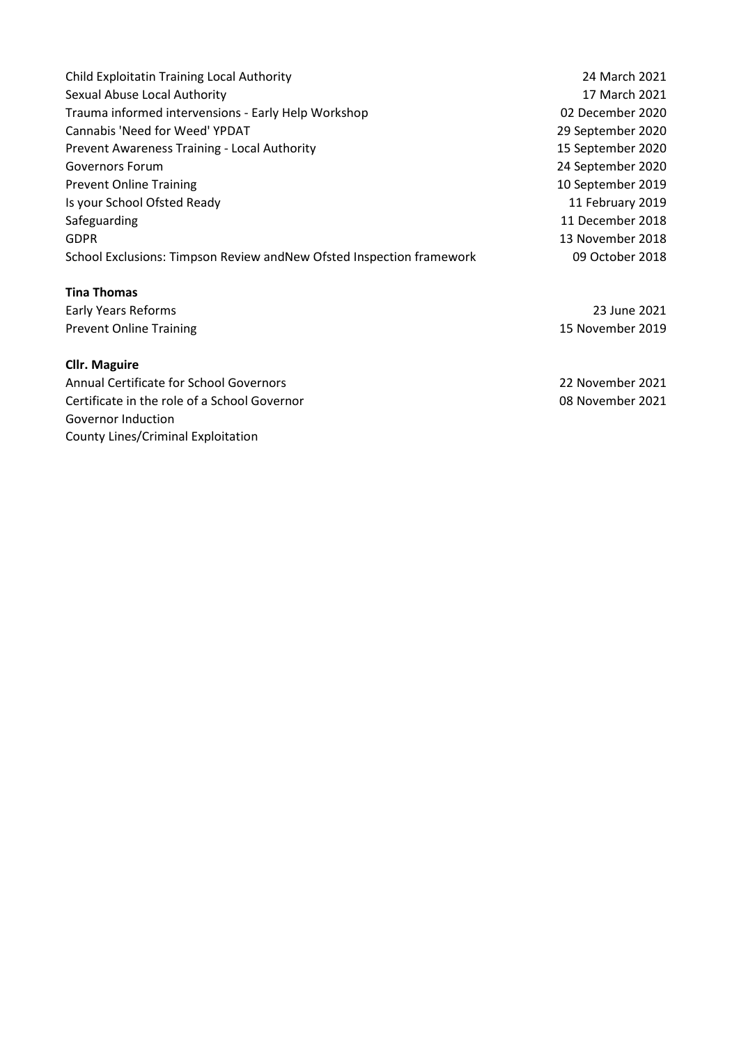| | |
|---|---|
| Child Exploitatin Training Local Authority | 24 March 2021 |
| Sexual Abuse Local Authority | 17 March 2021 |
| Trauma informed interventions - Early Help Workshop | 02 December 2020 |
| Cannabis 'Need for Weed' YPDAT | 29 September 2020 |
| Prevent Awareness Training - Local Authority | 15 September 2020 |
| Governors Forum | 24 September 2020 |
| Prevent Online Training | 10 September 2019 |
| Is your School Ofsted Ready | 11 February 2019 |
| Safeguarding | 11 December 2018 |
| GDPR | 13 November 2018 |
| School Exclusions: Timpson Review andNew Ofsted Inspection framework | 09 October 2018 |

**Tina Thomas**

| | |
|---|---|
| Early Years Reforms | 23 June 2021 |
| Prevent Online Training | 15 November 2019 |

**Cllr. Maguire**

| | |
|---|---|
| Annual Certificate for School Governors | 22 November 2021 |
| Certificate in the role of a School Governor | 08 November 2021 |
| Governor Induction | |
| County Lines/Criminal Exploitation | |